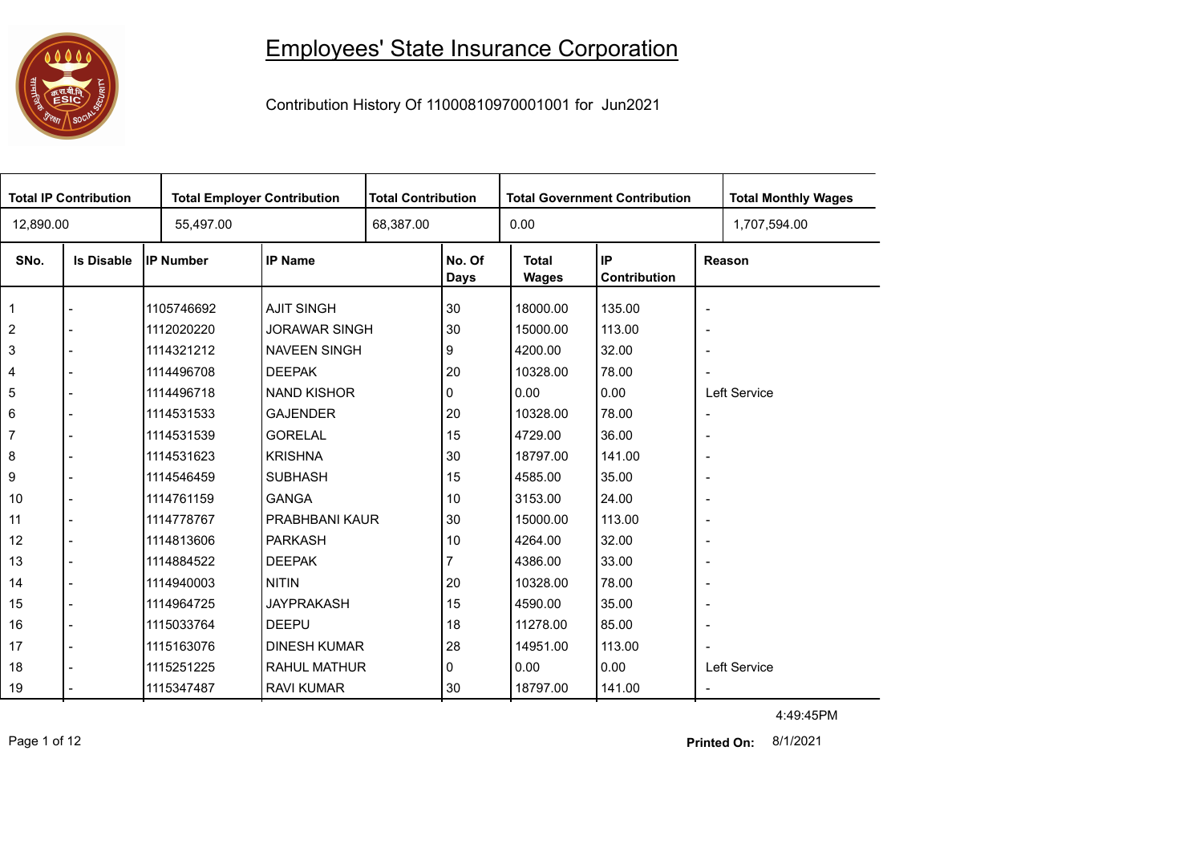# Employees' State Insurance Corporation

Contribution History Of 11000810970001001 for Jun2021

| Total IP Contribution | Total Employer Contribution | Total Contribution | Total Government Contribution | Total Monthly Wages |
|---|---|---|---|---|
| 12,890.00 | 55,497.00 | 68,387.00 | 0.00 | 1,707,594.00 |

| SNo. | Is Disable | IP Number | IP Name | No. Of Days | Total Wages | IP Contribution | Reason |
|---|---|---|---|---|---|---|---|
| 1 | - | 1105746692 | AJIT SINGH | 30 | 18000.00 | 135.00 | - |
| 2 | - | 1112020220 | JORAWAR SINGH | 30 | 15000.00 | 113.00 | - |
| 3 | - | 1114321212 | NAVEEN SINGH | 9 | 4200.00 | 32.00 | - |
| 4 | - | 1114496708 | DEEPAK | 20 | 10328.00 | 78.00 | - |
| 5 | - | 1114496718 | NAND KISHOR | 0 | 0.00 | 0.00 | Left Service |
| 6 | - | 1114531533 | GAJENDER | 20 | 10328.00 | 78.00 | - |
| 7 | - | 1114531539 | GORELAL | 15 | 4729.00 | 36.00 | - |
| 8 | - | 1114531623 | KRISHNA | 30 | 18797.00 | 141.00 | - |
| 9 | - | 1114546459 | SUBHASH | 15 | 4585.00 | 35.00 | - |
| 10 | - | 1114761159 | GANGA | 10 | 3153.00 | 24.00 | - |
| 11 | - | 1114778767 | PRABHBANI KAUR | 30 | 15000.00 | 113.00 | - |
| 12 | - | 1114813606 | PARKASH | 10 | 4264.00 | 32.00 | - |
| 13 | - | 1114884522 | DEEPAK | 7 | 4386.00 | 33.00 | - |
| 14 | - | 1114940003 | NITIN | 20 | 10328.00 | 78.00 | - |
| 15 | - | 1114964725 | JAYPRAKASH | 15 | 4590.00 | 35.00 | - |
| 16 | - | 1115033764 | DEEPU | 18 | 11278.00 | 85.00 | - |
| 17 | - | 1115163076 | DINESH KUMAR | 28 | 14951.00 | 113.00 | - |
| 18 | - | 1115251225 | RAHUL MATHUR | 0 | 0.00 | 0.00 | Left Service |
| 19 | - | 1115347487 | RAVI KUMAR | 30 | 18797.00 | 141.00 | - |

4:49:45PM

**Printed On:** 8/1/2021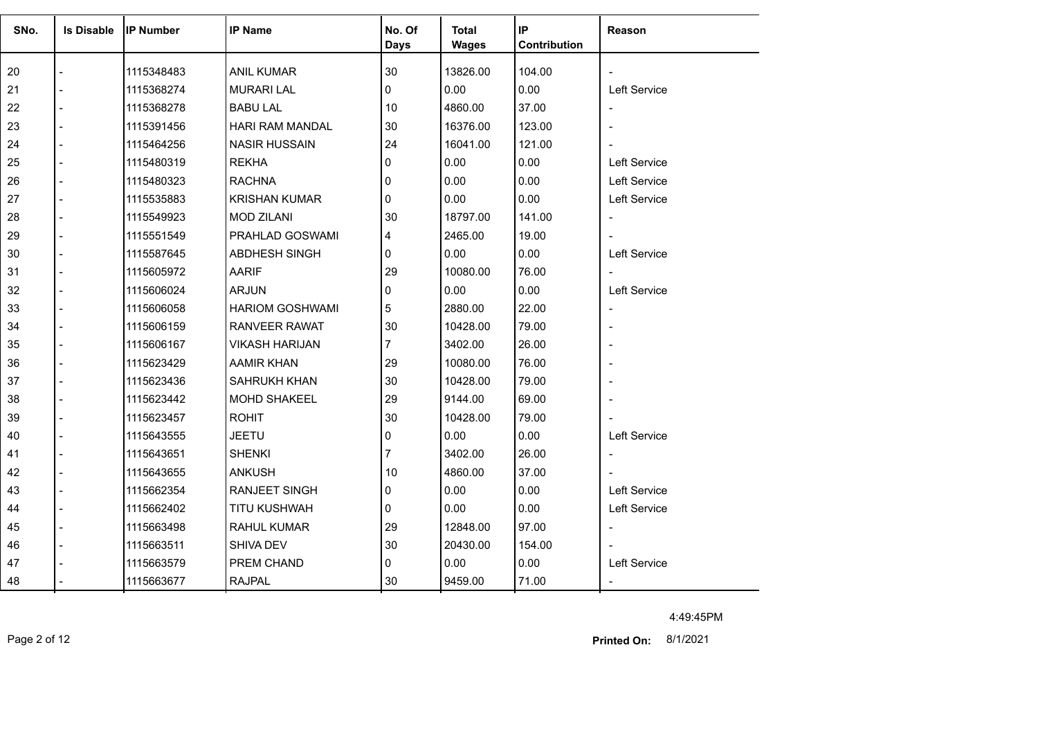| SNo. | Is Disable | IP Number | IP Name | No. Of Days | Total Wages | IP Contribution | Reason |
|---|---|---|---|---|---|---|---|
| 20 | - | 1115348483 | ANIL KUMAR | 30 | 13826.00 | 104.00 | - |
| 21 | - | 1115368274 | MURARI LAL | 0 | 0.00 | 0.00 | Left Service |
| 22 | - | 1115368278 | BABU LAL | 10 | 4860.00 | 37.00 | - |
| 23 | - | 1115391456 | HARI RAM MANDAL | 30 | 16376.00 | 123.00 | - |
| 24 | - | 1115464256 | NASIR HUSSAIN | 24 | 16041.00 | 121.00 | - |
| 25 | - | 1115480319 | REKHA | 0 | 0.00 | 0.00 | Left Service |
| 26 | - | 1115480323 | RACHNA | 0 | 0.00 | 0.00 | Left Service |
| 27 | - | 1115535883 | KRISHAN KUMAR | 0 | 0.00 | 0.00 | Left Service |
| 28 | - | 1115549923 | MOD ZILANI | 30 | 18797.00 | 141.00 | - |
| 29 | - | 1115551549 | PRAHLAD GOSWAMI | 4 | 2465.00 | 19.00 | - |
| 30 | - | 1115587645 | ABDHESH SINGH | 0 | 0.00 | 0.00 | Left Service |
| 31 | - | 1115605972 | AARIF | 29 | 10080.00 | 76.00 | - |
| 32 | - | 1115606024 | ARJUN | 0 | 0.00 | 0.00 | Left Service |
| 33 | - | 1115606058 | HARIOM GOSHWAMI | 5 | 2880.00 | 22.00 | - |
| 34 | - | 1115606159 | RANVEER RAWAT | 30 | 10428.00 | 79.00 | - |
| 35 | - | 1115606167 | VIKASH HARIJAN | 7 | 3402.00 | 26.00 | - |
| 36 | - | 1115623429 | AAMIR KHAN | 29 | 10080.00 | 76.00 | - |
| 37 | - | 1115623436 | SAHRUKH KHAN | 30 | 10428.00 | 79.00 | - |
| 38 | - | 1115623442 | MOHD SHAKEEL | 29 | 9144.00 | 69.00 | - |
| 39 | - | 1115623457 | ROHIT | 30 | 10428.00 | 79.00 | - |
| 40 | - | 1115643555 | JEETU | 0 | 0.00 | 0.00 | Left Service |
| 41 | - | 1115643651 | SHENKI | 7 | 3402.00 | 26.00 | - |
| 42 | - | 1115643655 | ANKUSH | 10 | 4860.00 | 37.00 | - |
| 43 | - | 1115662354 | RANJEET SINGH | 0 | 0.00 | 0.00 | Left Service |
| 44 | - | 1115662402 | TITU KUSHWAH | 0 | 0.00 | 0.00 | Left Service |
| 45 | - | 1115663498 | RAHUL KUMAR | 29 | 12848.00 | 97.00 | - |
| 46 | - | 1115663511 | SHIVA DEV | 30 | 20430.00 | 154.00 | - |
| 47 | - | 1115663579 | PREM CHAND | 0 | 0.00 | 0.00 | Left Service |
| 48 | - | 1115663677 | RAJPAL | 30 | 9459.00 | 71.00 | - |

4:49:45PM

**Printed On:** 8/1/2021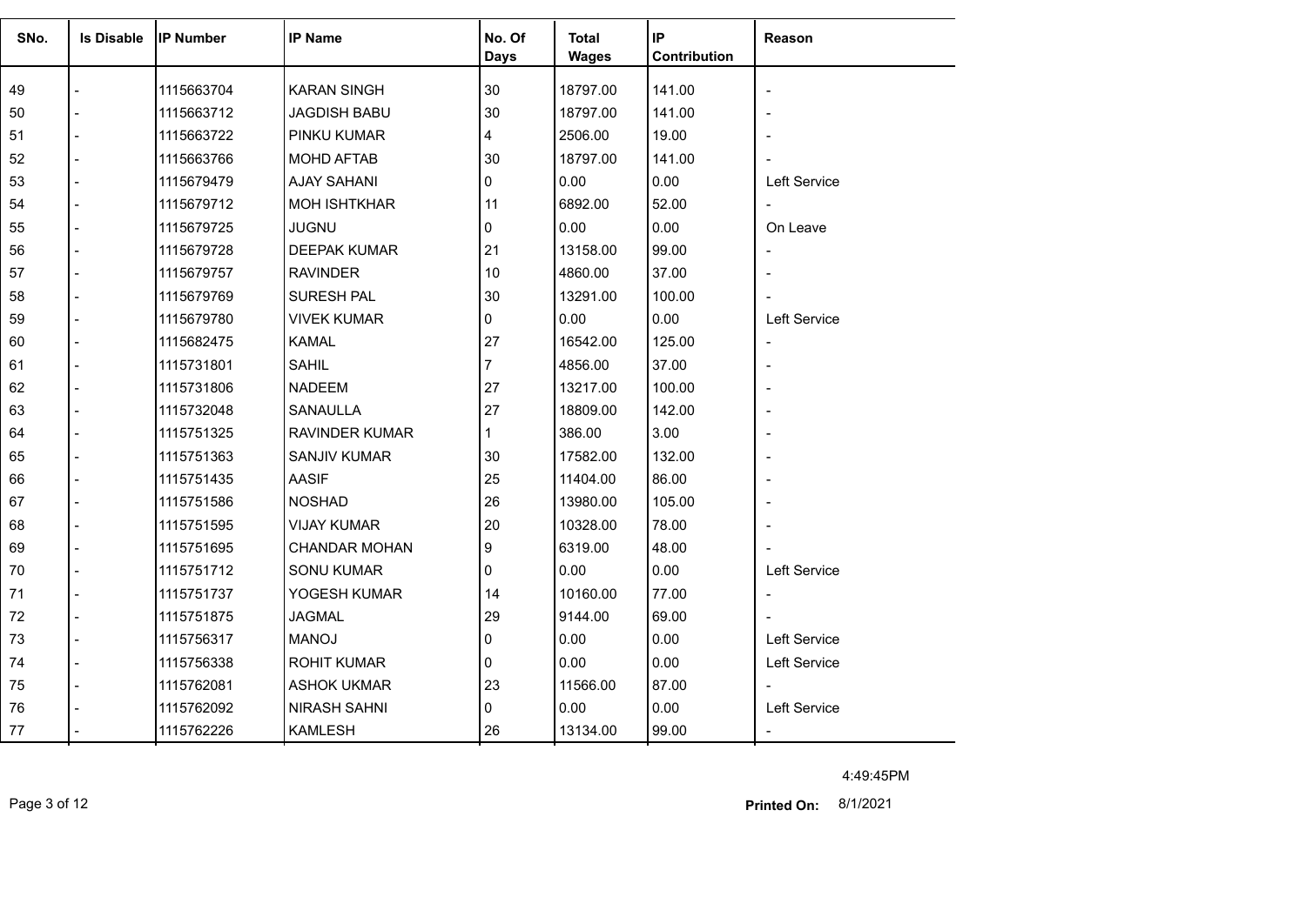| SNo. | Is Disable | IP Number | IP Name | No. Of Days | Total Wages | IP Contribution | Reason |
|---|---|---|---|---|---|---|---|
| 49 | - | 1115663704 | KARAN SINGH | 30 | 18797.00 | 141.00 | - |
| 50 | - | 1115663712 | JAGDISH BABU | 30 | 18797.00 | 141.00 | - |
| 51 | - | 1115663722 | PINKU KUMAR | 4 | 2506.00 | 19.00 | - |
| 52 | - | 1115663766 | MOHD AFTAB | 30 | 18797.00 | 141.00 | - |
| 53 | - | 1115679479 | AJAY SAHANI | 0 | 0.00 | 0.00 | Left Service |
| 54 | - | 1115679712 | MOH ISHTKHAR | 11 | 6892.00 | 52.00 | - |
| 55 | - | 1115679725 | JUGNU | 0 | 0.00 | 0.00 | On Leave |
| 56 | - | 1115679728 | DEEPAK KUMAR | 21 | 13158.00 | 99.00 | - |
| 57 | - | 1115679757 | RAVINDER | 10 | 4860.00 | 37.00 | - |
| 58 | - | 1115679769 | SURESH PAL | 30 | 13291.00 | 100.00 | - |
| 59 | - | 1115679780 | VIVEK KUMAR | 0 | 0.00 | 0.00 | Left Service |
| 60 | - | 1115682475 | KAMAL | 27 | 16542.00 | 125.00 | - |
| 61 | - | 1115731801 | SAHIL | 7 | 4856.00 | 37.00 | - |
| 62 | - | 1115731806 | NADEEM | 27 | 13217.00 | 100.00 | - |
| 63 | - | 1115732048 | SANAULLA | 27 | 18809.00 | 142.00 | - |
| 64 | - | 1115751325 | RAVINDER KUMAR | 1 | 386.00 | 3.00 | - |
| 65 | - | 1115751363 | SANJIV KUMAR | 30 | 17582.00 | 132.00 | - |
| 66 | - | 1115751435 | AASIF | 25 | 11404.00 | 86.00 | - |
| 67 | - | 1115751586 | NOSHAD | 26 | 13980.00 | 105.00 | - |
| 68 | - | 1115751595 | VIJAY KUMAR | 20 | 10328.00 | 78.00 | - |
| 69 | - | 1115751695 | CHANDAR MOHAN | 9 | 6319.00 | 48.00 | - |
| 70 | - | 1115751712 | SONU KUMAR | 0 | 0.00 | 0.00 | Left Service |
| 71 | - | 1115751737 | YOGESH KUMAR | 14 | 10160.00 | 77.00 | - |
| 72 | - | 1115751875 | JAGMAL | 29 | 9144.00 | 69.00 | - |
| 73 | - | 1115756317 | MANOJ | 0 | 0.00 | 0.00 | Left Service |
| 74 | - | 1115756338 | ROHIT KUMAR | 0 | 0.00 | 0.00 | Left Service |
| 75 | - | 1115762081 | ASHOK UKMAR | 23 | 11566.00 | 87.00 | - |
| 76 | - | 1115762092 | NIRASH SAHNI | 0 | 0.00 | 0.00 | Left Service |
| 77 | - | 1115762226 | KAMLESH | 26 | 13134.00 | 99.00 | - |

4:49:45PM

**Printed On:** 8/1/2021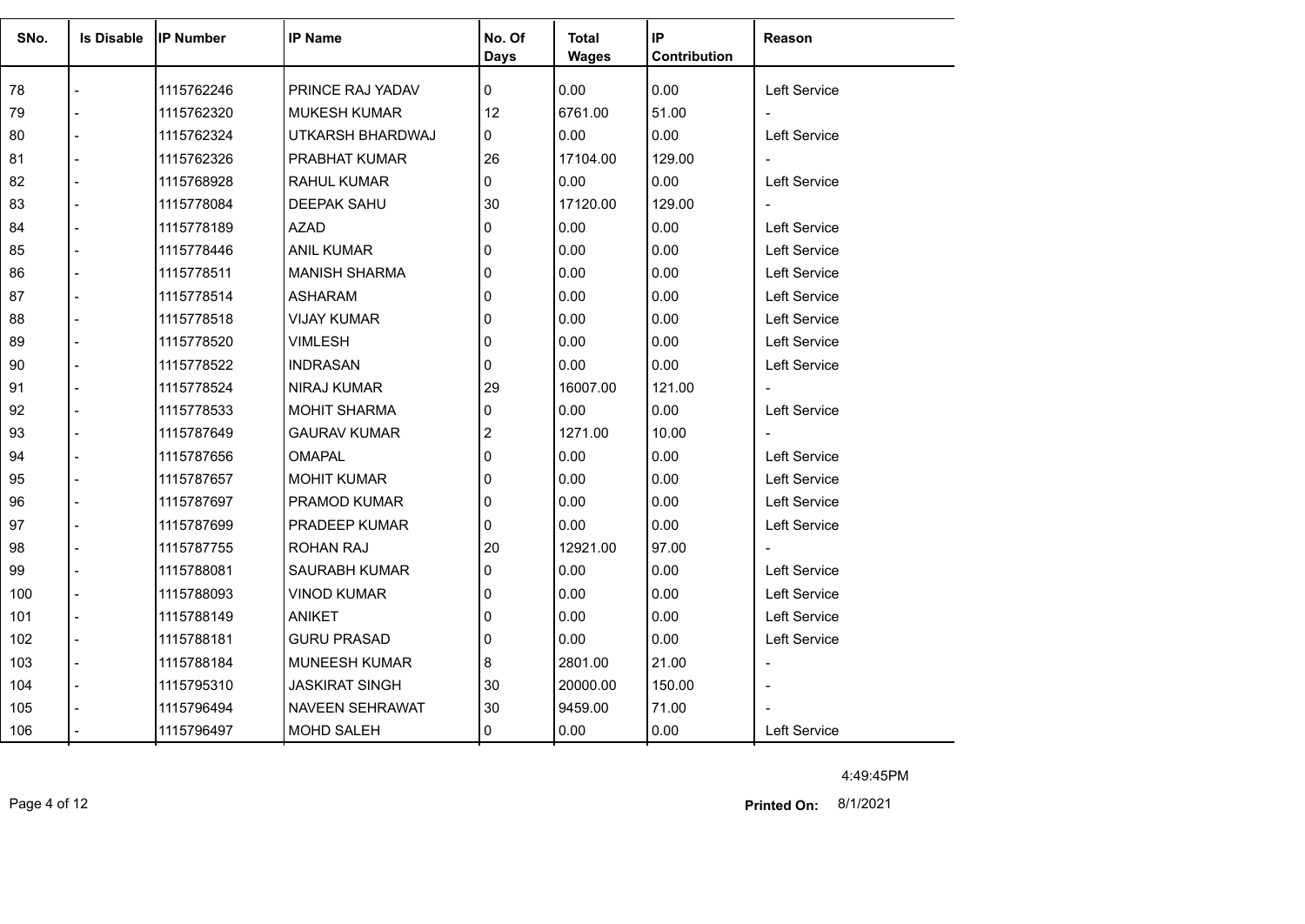| SNo. | Is Disable | IP Number | IP Name | No. Of Days | Total Wages | IP Contribution | Reason |
|---|---|---|---|---|---|---|---|
| 78 | - | 1115762246 | PRINCE RAJ YADAV | 0 | 0.00 | 0.00 | Left Service |
| 79 | - | 1115762320 | MUKESH KUMAR | 12 | 6761.00 | 51.00 | - |
| 80 | - | 1115762324 | UTKARSH BHARDWAJ | 0 | 0.00 | 0.00 | Left Service |
| 81 | - | 1115762326 | PRABHAT KUMAR | 26 | 17104.00 | 129.00 | - |
| 82 | - | 1115768928 | RAHUL KUMAR | 0 | 0.00 | 0.00 | Left Service |
| 83 | - | 1115778084 | DEEPAK SAHU | 30 | 17120.00 | 129.00 | - |
| 84 | - | 1115778189 | AZAD | 0 | 0.00 | 0.00 | Left Service |
| 85 | - | 1115778446 | ANIL KUMAR | 0 | 0.00 | 0.00 | Left Service |
| 86 | - | 1115778511 | MANISH SHARMA | 0 | 0.00 | 0.00 | Left Service |
| 87 | - | 1115778514 | ASHARAM | 0 | 0.00 | 0.00 | Left Service |
| 88 | - | 1115778518 | VIJAY KUMAR | 0 | 0.00 | 0.00 | Left Service |
| 89 | - | 1115778520 | VIMLESH | 0 | 0.00 | 0.00 | Left Service |
| 90 | - | 1115778522 | INDRASAN | 0 | 0.00 | 0.00 | Left Service |
| 91 | - | 1115778524 | NIRAJ KUMAR | 29 | 16007.00 | 121.00 | - |
| 92 | - | 1115778533 | MOHIT SHARMA | 0 | 0.00 | 0.00 | Left Service |
| 93 | - | 1115787649 | GAURAV KUMAR | 2 | 1271.00 | 10.00 | - |
| 94 | - | 1115787656 | OMAPAL | 0 | 0.00 | 0.00 | Left Service |
| 95 | - | 1115787657 | MOHIT KUMAR | 0 | 0.00 | 0.00 | Left Service |
| 96 | - | 1115787697 | PRAMOD KUMAR | 0 | 0.00 | 0.00 | Left Service |
| 97 | - | 1115787699 | PRADEEP KUMAR | 0 | 0.00 | 0.00 | Left Service |
| 98 | - | 1115787755 | ROHAN RAJ | 20 | 12921.00 | 97.00 | - |
| 99 | - | 1115788081 | SAURABH KUMAR | 0 | 0.00 | 0.00 | Left Service |
| 100 | - | 1115788093 | VINOD KUMAR | 0 | 0.00 | 0.00 | Left Service |
| 101 | - | 1115788149 | ANIKET | 0 | 0.00 | 0.00 | Left Service |
| 102 | - | 1115788181 | GURU PRASAD | 0 | 0.00 | 0.00 | Left Service |
| 103 | - | 1115788184 | MUNEESH KUMAR | 8 | 2801.00 | 21.00 | - |
| 104 | - | 1115795310 | JASKIRAT SINGH | 30 | 20000.00 | 150.00 | - |
| 105 | - | 1115796494 | NAVEEN SEHRAWAT | 30 | 9459.00 | 71.00 | - |
| 106 | - | 1115796497 | MOHD SALEH | 0 | 0.00 | 0.00 | Left Service |

4:49:45PM

**Printed On:** 8/1/2021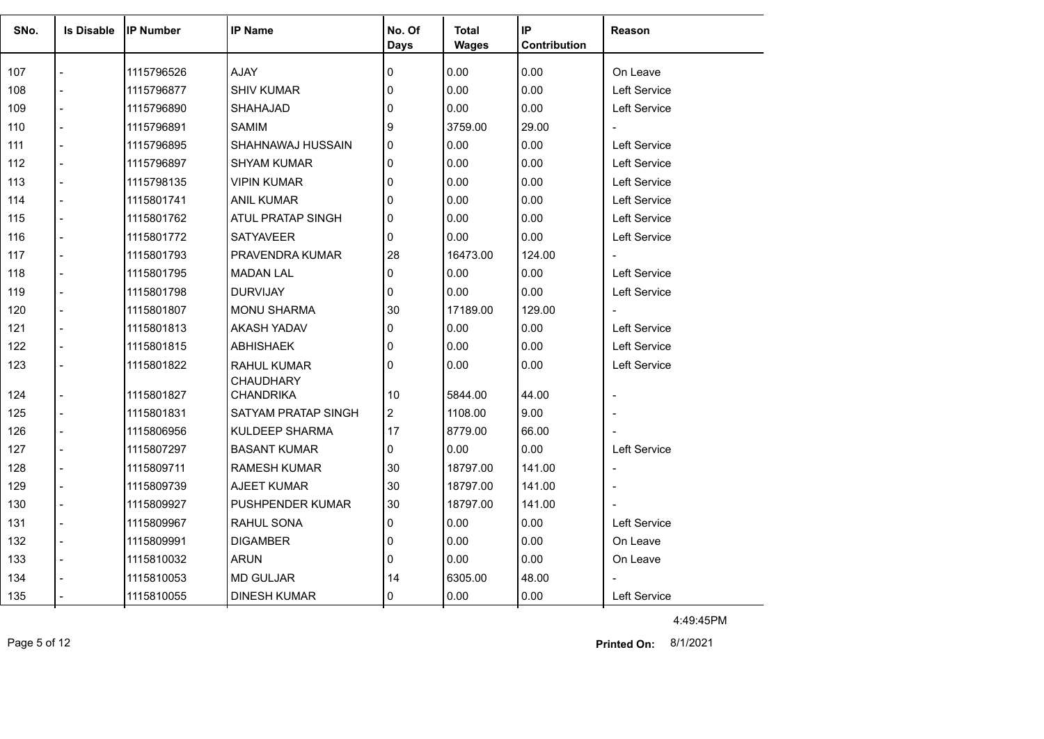| SNo. | Is Disable | IP Number | IP Name | No. Of Days | Total Wages | IP Contribution | Reason |
|---|---|---|---|---|---|---|---|
| 107 | - | 1115796526 | AJAY | 0 | 0.00 | 0.00 | On Leave |
| 108 | - | 1115796877 | SHIV KUMAR | 0 | 0.00 | 0.00 | Left Service |
| 109 | - | 1115796890 | SHAHAJAD | 0 | 0.00 | 0.00 | Left Service |
| 110 | - | 1115796891 | SAMIM | 9 | 3759.00 | 29.00 | - |
| 111 | - | 1115796895 | SHAHNAWAJ HUSSAIN | 0 | 0.00 | 0.00 | Left Service |
| 112 | - | 1115796897 | SHYAM KUMAR | 0 | 0.00 | 0.00 | Left Service |
| 113 | - | 1115798135 | VIPIN KUMAR | 0 | 0.00 | 0.00 | Left Service |
| 114 | - | 1115801741 | ANIL KUMAR | 0 | 0.00 | 0.00 | Left Service |
| 115 | - | 1115801762 | ATUL PRATAP SINGH | 0 | 0.00 | 0.00 | Left Service |
| 116 | - | 1115801772 | SATYAVEER | 0 | 0.00 | 0.00 | Left Service |
| 117 | - | 1115801793 | PRAVENDRA KUMAR | 28 | 16473.00 | 124.00 | - |
| 118 | - | 1115801795 | MADAN LAL | 0 | 0.00 | 0.00 | Left Service |
| 119 | - | 1115801798 | DURVIJAY | 0 | 0.00 | 0.00 | Left Service |
| 120 | - | 1115801807 | MONU SHARMA | 30 | 17189.00 | 129.00 | - |
| 121 | - | 1115801813 | AKASH YADAV | 0 | 0.00 | 0.00 | Left Service |
| 122 | - | 1115801815 | ABHISHAEK | 0 | 0.00 | 0.00 | Left Service |
| 123 | - | 1115801822 | RAHUL KUMAR CHAUDHARY | 0 | 0.00 | 0.00 | Left Service |
| 124 | - | 1115801827 | CHANDRIKA | 10 | 5844.00 | 44.00 | - |
| 125 | - | 1115801831 | SATYAM PRATAP SINGH | 2 | 1108.00 | 9.00 | - |
| 126 | - | 1115806956 | KULDEEP SHARMA | 17 | 8779.00 | 66.00 | - |
| 127 | - | 1115807297 | BASANT KUMAR | 0 | 0.00 | 0.00 | Left Service |
| 128 | - | 1115809711 | RAMESH KUMAR | 30 | 18797.00 | 141.00 | - |
| 129 | - | 1115809739 | AJEET KUMAR | 30 | 18797.00 | 141.00 | - |
| 130 | - | 1115809927 | PUSHPENDER KUMAR | 30 | 18797.00 | 141.00 | - |
| 131 | - | 1115809967 | RAHUL SONA | 0 | 0.00 | 0.00 | Left Service |
| 132 | - | 1115809991 | DIGAMBER | 0 | 0.00 | 0.00 | On Leave |
| 133 | - | 1115810032 | ARUN | 0 | 0.00 | 0.00 | On Leave |
| 134 | - | 1115810053 | MD GULJAR | 14 | 6305.00 | 48.00 | - |
| 135 | - | 1115810055 | DINESH KUMAR | 0 | 0.00 | 0.00 | Left Service |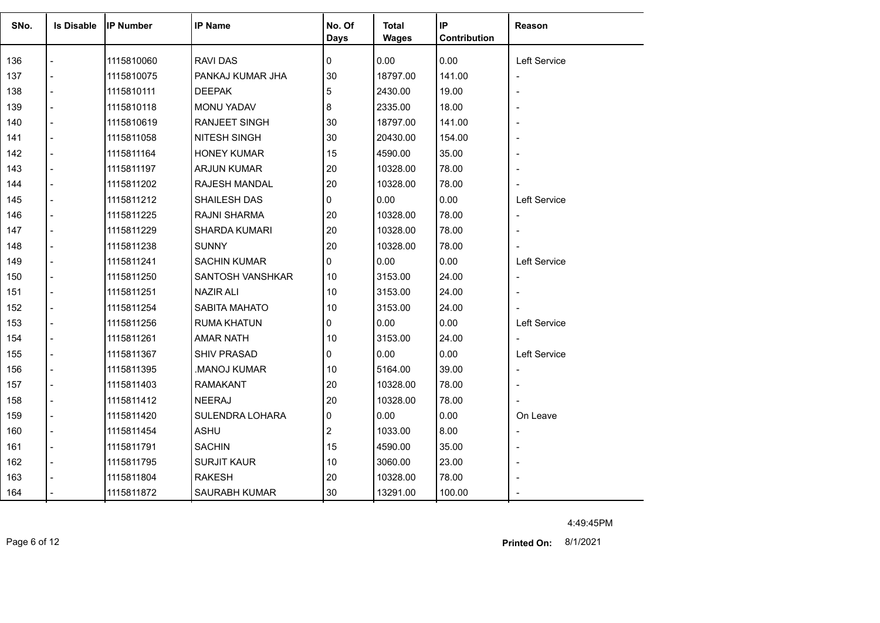| SNo. | Is Disable | IP Number | IP Name | No. Of Days | Total Wages | IP Contribution | Reason |
|---|---|---|---|---|---|---|---|
| 136 | - | 1115810060 | RAVI DAS | 0 | 0.00 | 0.00 | Left Service |
| 137 | - | 1115810075 | PANKAJ KUMAR JHA | 30 | 18797.00 | 141.00 | - |
| 138 | - | 1115810111 | DEEPAK | 5 | 2430.00 | 19.00 | - |
| 139 | - | 1115810118 | MONU YADAV | 8 | 2335.00 | 18.00 | - |
| 140 | - | 1115810619 | RANJEET SINGH | 30 | 18797.00 | 141.00 | - |
| 141 | - | 1115811058 | NITESH SINGH | 30 | 20430.00 | 154.00 | - |
| 142 | - | 1115811164 | HONEY KUMAR | 15 | 4590.00 | 35.00 | - |
| 143 | - | 1115811197 | ARJUN KUMAR | 20 | 10328.00 | 78.00 | - |
| 144 | - | 1115811202 | RAJESH MANDAL | 20 | 10328.00 | 78.00 | - |
| 145 | - | 1115811212 | SHAILESH DAS | 0 | 0.00 | 0.00 | Left Service |
| 146 | - | 1115811225 | RAJNI SHARMA | 20 | 10328.00 | 78.00 | - |
| 147 | - | 1115811229 | SHARDA KUMARI | 20 | 10328.00 | 78.00 | - |
| 148 | - | 1115811238 | SUNNY | 20 | 10328.00 | 78.00 | - |
| 149 | - | 1115811241 | SACHIN KUMAR | 0 | 0.00 | 0.00 | Left Service |
| 150 | - | 1115811250 | SANTOSH VANSHKAR | 10 | 3153.00 | 24.00 | - |
| 151 | - | 1115811251 | NAZIR ALI | 10 | 3153.00 | 24.00 | - |
| 152 | - | 1115811254 | SABITA MAHATO | 10 | 3153.00 | 24.00 | - |
| 153 | - | 1115811256 | RUMA KHATUN | 0 | 0.00 | 0.00 | Left Service |
| 154 | - | 1115811261 | AMAR NATH | 10 | 3153.00 | 24.00 | - |
| 155 | - | 1115811367 | SHIV PRASAD | 0 | 0.00 | 0.00 | Left Service |
| 156 | - | 1115811395 | .MANOJ KUMAR | 10 | 5164.00 | 39.00 | - |
| 157 | - | 1115811403 | RAMAKANT | 20 | 10328.00 | 78.00 | - |
| 158 | - | 1115811412 | NEERAJ | 20 | 10328.00 | 78.00 | - |
| 159 | - | 1115811420 | SULENDRA LOHARA | 0 | 0.00 | 0.00 | On Leave |
| 160 | - | 1115811454 | ASHU | 2 | 1033.00 | 8.00 | - |
| 161 | - | 1115811791 | SACHIN | 15 | 4590.00 | 35.00 | - |
| 162 | - | 1115811795 | SURJIT KAUR | 10 | 3060.00 | 23.00 | - |
| 163 | - | 1115811804 | RAKESH | 20 | 10328.00 | 78.00 | - |
| 164 | - | 1115811872 | SAURABH KUMAR | 30 | 13291.00 | 100.00 | - |

4:49:45PM

**Printed On:** 8/1/2021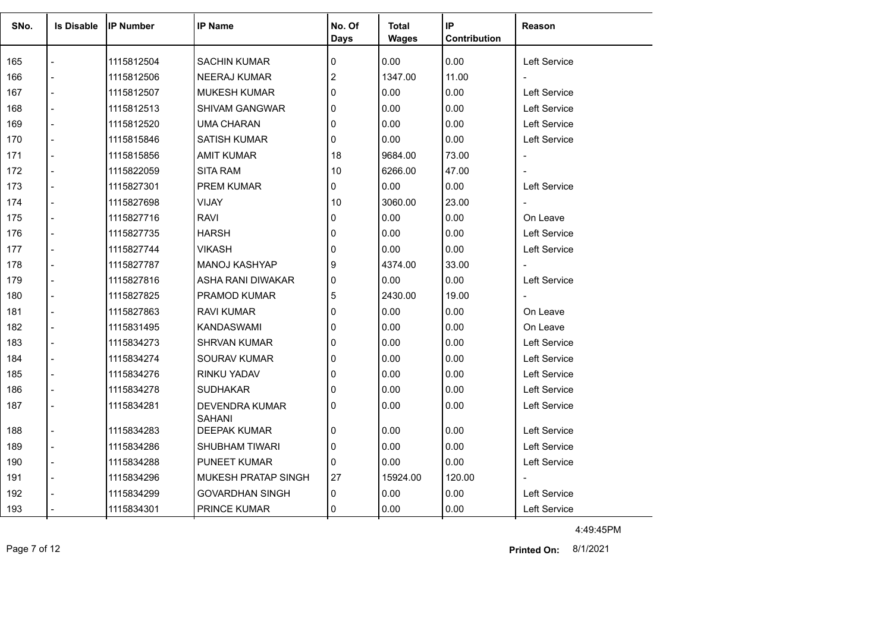| SNo. | Is Disable | IP Number | IP Name | No. Of Days | Total Wages | IP Contribution | Reason |
|---|---|---|---|---|---|---|---|
| 165 | - | 1115812504 | SACHIN KUMAR | 0 | 0.00 | 0.00 | Left Service |
| 166 | - | 1115812506 | NEERAJ KUMAR | 2 | 1347.00 | 11.00 | - |
| 167 | - | 1115812507 | MUKESH KUMAR | 0 | 0.00 | 0.00 | Left Service |
| 168 | - | 1115812513 | SHIVAM GANGWAR | 0 | 0.00 | 0.00 | Left Service |
| 169 | - | 1115812520 | UMA CHARAN | 0 | 0.00 | 0.00 | Left Service |
| 170 | - | 1115815846 | SATISH KUMAR | 0 | 0.00 | 0.00 | Left Service |
| 171 | - | 1115815856 | AMIT KUMAR | 18 | 9684.00 | 73.00 | - |
| 172 | - | 1115822059 | SITA RAM | 10 | 6266.00 | 47.00 | - |
| 173 | - | 1115827301 | PREM KUMAR | 0 | 0.00 | 0.00 | Left Service |
| 174 | - | 1115827698 | VIJAY | 10 | 3060.00 | 23.00 | - |
| 175 | - | 1115827716 | RAVI | 0 | 0.00 | 0.00 | On Leave |
| 176 | - | 1115827735 | HARSH | 0 | 0.00 | 0.00 | Left Service |
| 177 | - | 1115827744 | VIKASH | 0 | 0.00 | 0.00 | Left Service |
| 178 | - | 1115827787 | MANOJ KASHYAP | 9 | 4374.00 | 33.00 | - |
| 179 | - | 1115827816 | ASHA RANI DIWAKAR | 0 | 0.00 | 0.00 | Left Service |
| 180 | - | 1115827825 | PRAMOD KUMAR | 5 | 2430.00 | 19.00 | - |
| 181 | - | 1115827863 | RAVI KUMAR | 0 | 0.00 | 0.00 | On Leave |
| 182 | - | 1115831495 | KANDASWAMI | 0 | 0.00 | 0.00 | On Leave |
| 183 | - | 1115834273 | SHRVAN KUMAR | 0 | 0.00 | 0.00 | Left Service |
| 184 | - | 1115834274 | SOURAV KUMAR | 0 | 0.00 | 0.00 | Left Service |
| 185 | - | 1115834276 | RINKU YADAV | 0 | 0.00 | 0.00 | Left Service |
| 186 | - | 1115834278 | SUDHAKAR | 0 | 0.00 | 0.00 | Left Service |
| 187 | - | 1115834281 | DEVENDRA KUMAR SAHANI | 0 | 0.00 | 0.00 | Left Service |
| 188 | - | 1115834283 | DEEPAK KUMAR | 0 | 0.00 | 0.00 | Left Service |
| 189 | - | 1115834286 | SHUBHAM TIWARI | 0 | 0.00 | 0.00 | Left Service |
| 190 | - | 1115834288 | PUNEET KUMAR | 0 | 0.00 | 0.00 | Left Service |
| 191 | - | 1115834296 | MUKESH PRATAP SINGH | 27 | 15924.00 | 120.00 | - |
| 192 | - | 1115834299 | GOVARDHAN SINGH | 0 | 0.00 | 0.00 | Left Service |
| 193 | - | 1115834301 | PRINCE KUMAR | 0 | 0.00 | 0.00 | Left Service |

4:49:45PM

**Printed On:** 8/1/2021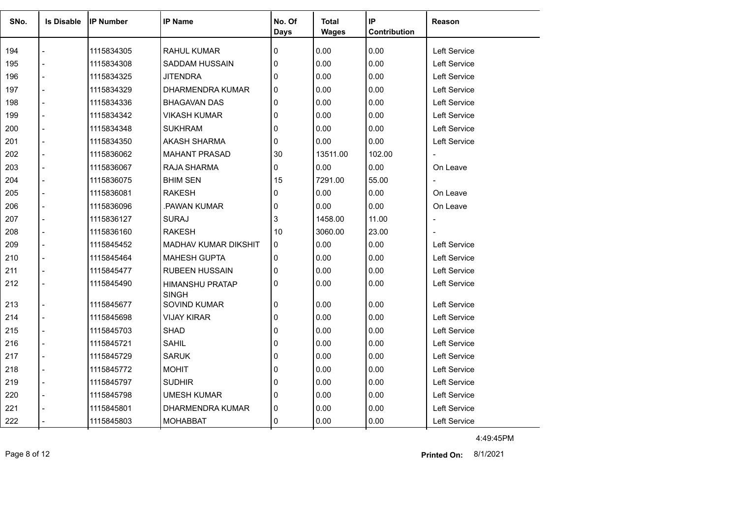| SNo. | Is Disable | IP Number | IP Name | No. Of Days | Total Wages | IP Contribution | Reason |
|---|---|---|---|---|---|---|---|
| 194 | - | 1115834305 | RAHUL KUMAR | 0 | 0.00 | 0.00 | Left Service |
| 195 | - | 1115834308 | SADDAM HUSSAIN | 0 | 0.00 | 0.00 | Left Service |
| 196 | - | 1115834325 | JITENDRA | 0 | 0.00 | 0.00 | Left Service |
| 197 | - | 1115834329 | DHARMENDRA KUMAR | 0 | 0.00 | 0.00 | Left Service |
| 198 | - | 1115834336 | BHAGAVAN DAS | 0 | 0.00 | 0.00 | Left Service |
| 199 | - | 1115834342 | VIKASH KUMAR | 0 | 0.00 | 0.00 | Left Service |
| 200 | - | 1115834348 | SUKHRAM | 0 | 0.00 | 0.00 | Left Service |
| 201 | - | 1115834350 | AKASH SHARMA | 0 | 0.00 | 0.00 | Left Service |
| 202 | - | 1115836062 | MAHANT PRASAD | 30 | 13511.00 | 102.00 | - |
| 203 | - | 1115836067 | RAJA SHARMA | 0 | 0.00 | 0.00 | On Leave |
| 204 | - | 1115836075 | BHIM SEN | 15 | 7291.00 | 55.00 | - |
| 205 | - | 1115836081 | RAKESH | 0 | 0.00 | 0.00 | On Leave |
| 206 | - | 1115836096 | .PAWAN KUMAR | 0 | 0.00 | 0.00 | On Leave |
| 207 | - | 1115836127 | SURAJ | 3 | 1458.00 | 11.00 | - |
| 208 | - | 1115836160 | RAKESH | 10 | 3060.00 | 23.00 | - |
| 209 | - | 1115845452 | MADHAV KUMAR DIKSHIT | 0 | 0.00 | 0.00 | Left Service |
| 210 | - | 1115845464 | MAHESH GUPTA | 0 | 0.00 | 0.00 | Left Service |
| 211 | - | 1115845477 | RUBEEN HUSSAIN | 0 | 0.00 | 0.00 | Left Service |
| 212 | - | 1115845490 | HIMANSHU PRATAP SINGH | 0 | 0.00 | 0.00 | Left Service |
| 213 | - | 1115845677 | SOVIND KUMAR | 0 | 0.00 | 0.00 | Left Service |
| 214 | - | 1115845698 | VIJAY KIRAR | 0 | 0.00 | 0.00 | Left Service |
| 215 | - | 1115845703 | SHAD | 0 | 0.00 | 0.00 | Left Service |
| 216 | - | 1115845721 | SAHIL | 0 | 0.00 | 0.00 | Left Service |
| 217 | - | 1115845729 | SARUK | 0 | 0.00 | 0.00 | Left Service |
| 218 | - | 1115845772 | MOHIT | 0 | 0.00 | 0.00 | Left Service |
| 219 | - | 1115845797 | SUDHIR | 0 | 0.00 | 0.00 | Left Service |
| 220 | - | 1115845798 | UMESH KUMAR | 0 | 0.00 | 0.00 | Left Service |
| 221 | - | 1115845801 | DHARMENDRA KUMAR | 0 | 0.00 | 0.00 | Left Service |
| 222 | - | 1115845803 | MOHABBAT | 0 | 0.00 | 0.00 | Left Service |

4:49:45PM

**Printed On:** 8/1/2021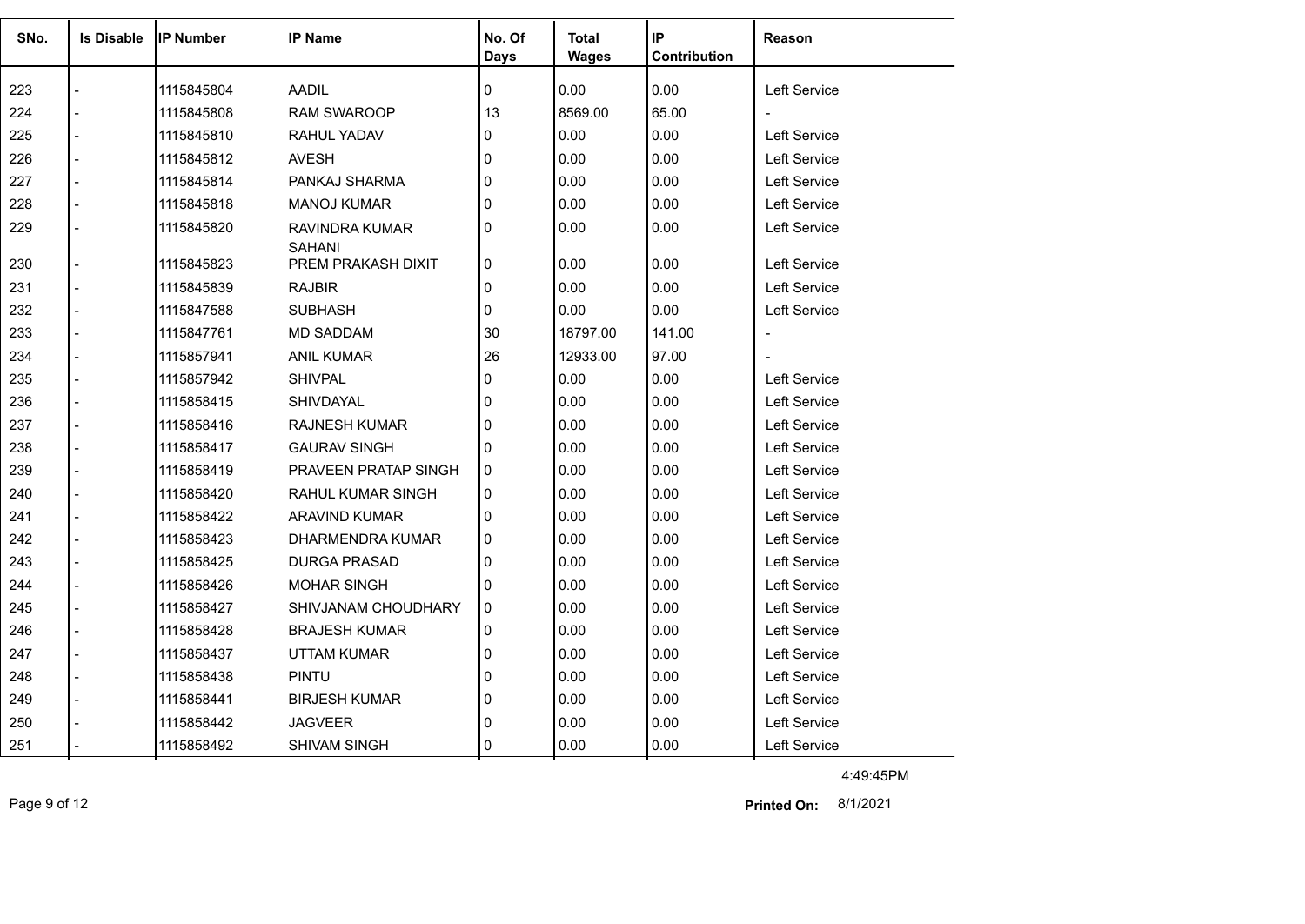| SNo. | Is Disable | IP Number | IP Name | No. Of Days | Total Wages | IP Contribution | Reason |
|---|---|---|---|---|---|---|---|
| 223 | - | 1115845804 | AADIL | 0 | 0.00 | 0.00 | Left Service |
| 224 | - | 1115845808 | RAM SWAROOP | 13 | 8569.00 | 65.00 | - |
| 225 | - | 1115845810 | RAHUL YADAV | 0 | 0.00 | 0.00 | Left Service |
| 226 | - | 1115845812 | AVESH | 0 | 0.00 | 0.00 | Left Service |
| 227 | - | 1115845814 | PANKAJ SHARMA | 0 | 0.00 | 0.00 | Left Service |
| 228 | - | 1115845818 | MANOJ KUMAR | 0 | 0.00 | 0.00 | Left Service |
| 229 | - | 1115845820 | RAVINDRA KUMAR SAHANI | 0 | 0.00 | 0.00 | Left Service |
| 230 | - | 1115845823 | PREM PRAKASH DIXIT | 0 | 0.00 | 0.00 | Left Service |
| 231 | - | 1115845839 | RAJBIR | 0 | 0.00 | 0.00 | Left Service |
| 232 | - | 1115847588 | SUBHASH | 0 | 0.00 | 0.00 | Left Service |
| 233 | - | 1115847761 | MD SADDAM | 30 | 18797.00 | 141.00 | - |
| 234 | - | 1115857941 | ANIL KUMAR | 26 | 12933.00 | 97.00 | - |
| 235 | - | 1115857942 | SHIVPAL | 0 | 0.00 | 0.00 | Left Service |
| 236 | - | 1115858415 | SHIVDAYAL | 0 | 0.00 | 0.00 | Left Service |
| 237 | - | 1115858416 | RAJNESH KUMAR | 0 | 0.00 | 0.00 | Left Service |
| 238 | - | 1115858417 | GAURAV SINGH | 0 | 0.00 | 0.00 | Left Service |
| 239 | - | 1115858419 | PRAVEEN PRATAP SINGH | 0 | 0.00 | 0.00 | Left Service |
| 240 | - | 1115858420 | RAHUL KUMAR SINGH | 0 | 0.00 | 0.00 | Left Service |
| 241 | - | 1115858422 | ARAVIND KUMAR | 0 | 0.00 | 0.00 | Left Service |
| 242 | - | 1115858423 | DHARMENDRA KUMAR | 0 | 0.00 | 0.00 | Left Service |
| 243 | - | 1115858425 | DURGA PRASAD | 0 | 0.00 | 0.00 | Left Service |
| 244 | - | 1115858426 | MOHAR SINGH | 0 | 0.00 | 0.00 | Left Service |
| 245 | - | 1115858427 | SHIVJANAM CHOUDHARY | 0 | 0.00 | 0.00 | Left Service |
| 246 | - | 1115858428 | BRAJESH KUMAR | 0 | 0.00 | 0.00 | Left Service |
| 247 | - | 1115858437 | UTTAM KUMAR | 0 | 0.00 | 0.00 | Left Service |
| 248 | - | 1115858438 | PINTU | 0 | 0.00 | 0.00 | Left Service |
| 249 | - | 1115858441 | BIRJESH KUMAR | 0 | 0.00 | 0.00 | Left Service |
| 250 | - | 1115858442 | JAGVEER | 0 | 0.00 | 0.00 | Left Service |
| 251 | - | 1115858492 | SHIVAM SINGH | 0 | 0.00 | 0.00 | Left Service |

4:49:45PM

**Printed On:** 8/1/2021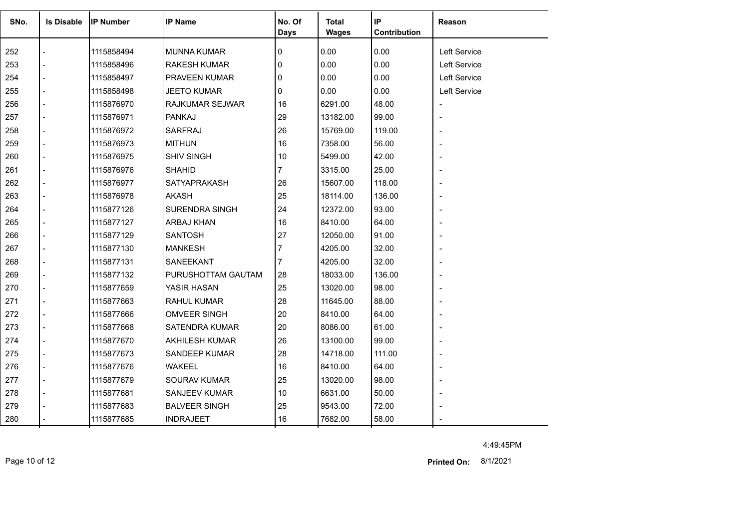| SNo. | Is Disable | IP Number | IP Name | No. Of Days | Total Wages | IP Contribution | Reason |
|---|---|---|---|---|---|---|---|
| 252 | - | 1115858494 | MUNNA KUMAR | 0 | 0.00 | 0.00 | Left Service |
| 253 | - | 1115858496 | RAKESH KUMAR | 0 | 0.00 | 0.00 | Left Service |
| 254 | - | 1115858497 | PRAVEEN KUMAR | 0 | 0.00 | 0.00 | Left Service |
| 255 | - | 1115858498 | JEETO KUMAR | 0 | 0.00 | 0.00 | Left Service |
| 256 | - | 1115876970 | RAJKUMAR SEJWAR | 16 | 6291.00 | 48.00 | - |
| 257 | - | 1115876971 | PANKAJ | 29 | 13182.00 | 99.00 | - |
| 258 | - | 1115876972 | SARFRAJ | 26 | 15769.00 | 119.00 | - |
| 259 | - | 1115876973 | MITHUN | 16 | 7358.00 | 56.00 | - |
| 260 | - | 1115876975 | SHIV SINGH | 10 | 5499.00 | 42.00 | - |
| 261 | - | 1115876976 | SHAHID | 7 | 3315.00 | 25.00 | - |
| 262 | - | 1115876977 | SATYAPRAKASH | 26 | 15607.00 | 118.00 | - |
| 263 | - | 1115876978 | AKASH | 25 | 18114.00 | 136.00 | - |
| 264 | - | 1115877126 | SURENDRA SINGH | 24 | 12372.00 | 93.00 | - |
| 265 | - | 1115877127 | ARBAJ KHAN | 16 | 8410.00 | 64.00 | - |
| 266 | - | 1115877129 | SANTOSH | 27 | 12050.00 | 91.00 | - |
| 267 | - | 1115877130 | MANKESH | 7 | 4205.00 | 32.00 | - |
| 268 | - | 1115877131 | SANEEKANT | 7 | 4205.00 | 32.00 | - |
| 269 | - | 1115877132 | PURUSHOTTAM GAUTAM | 28 | 18033.00 | 136.00 | - |
| 270 | - | 1115877659 | YASIR HASAN | 25 | 13020.00 | 98.00 | - |
| 271 | - | 1115877663 | RAHUL KUMAR | 28 | 11645.00 | 88.00 | - |
| 272 | - | 1115877666 | OMVEER SINGH | 20 | 8410.00 | 64.00 | - |
| 273 | - | 1115877668 | SATENDRA KUMAR | 20 | 8086.00 | 61.00 | - |
| 274 | - | 1115877670 | AKHILESH KUMAR | 26 | 13100.00 | 99.00 | - |
| 275 | - | 1115877673 | SANDEEP KUMAR | 28 | 14718.00 | 111.00 | - |
| 276 | - | 1115877676 | WAKEEL | 16 | 8410.00 | 64.00 | - |
| 277 | - | 1115877679 | SOURAV KUMAR | 25 | 13020.00 | 98.00 | - |
| 278 | - | 1115877681 | SANJEEV KUMAR | 10 | 6631.00 | 50.00 | - |
| 279 | - | 1115877683 | BALVEER SINGH | 25 | 9543.00 | 72.00 | - |
| 280 | - | 1115877685 | INDRAJEET | 16 | 7682.00 | 58.00 | - |

4:49:45PM

**Printed On:** 8/1/2021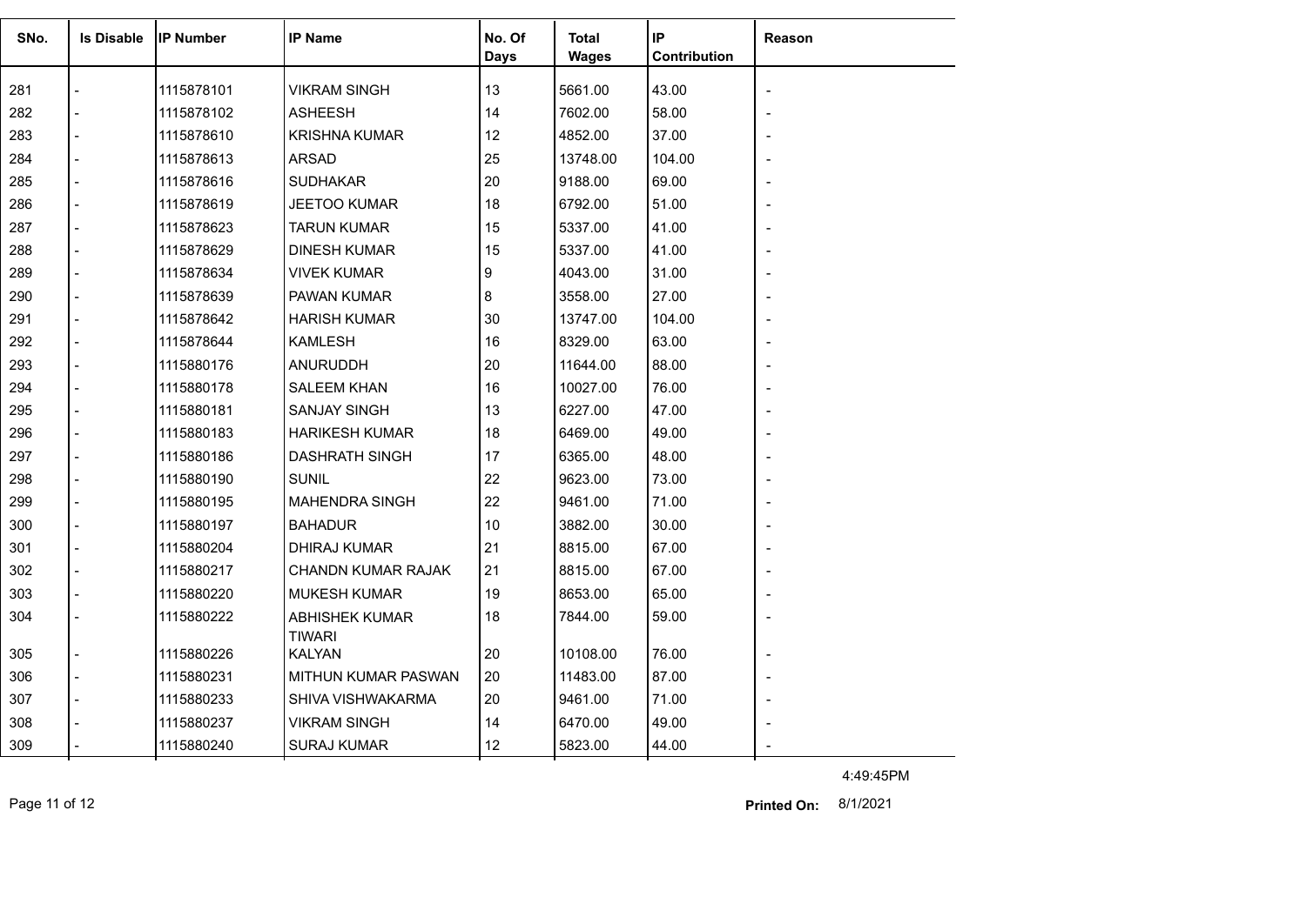| SNo. | Is Disable | IP Number | IP Name | No. Of Days | Total Wages | IP Contribution | Reason |
|---|---|---|---|---|---|---|---|
| 281 | - | 1115878101 | VIKRAM SINGH | 13 | 5661.00 | 43.00 | - |
| 282 | - | 1115878102 | ASHEESH | 14 | 7602.00 | 58.00 | - |
| 283 | - | 1115878610 | KRISHNA KUMAR | 12 | 4852.00 | 37.00 | - |
| 284 | - | 1115878613 | ARSAD | 25 | 13748.00 | 104.00 | - |
| 285 | - | 1115878616 | SUDHAKAR | 20 | 9188.00 | 69.00 | - |
| 286 | - | 1115878619 | JEETOO KUMAR | 18 | 6792.00 | 51.00 | - |
| 287 | - | 1115878623 | TARUN KUMAR | 15 | 5337.00 | 41.00 | - |
| 288 | - | 1115878629 | DINESH KUMAR | 15 | 5337.00 | 41.00 | - |
| 289 | - | 1115878634 | VIVEK KUMAR | 9 | 4043.00 | 31.00 | - |
| 290 | - | 1115878639 | PAWAN KUMAR | 8 | 3558.00 | 27.00 | - |
| 291 | - | 1115878642 | HARISH KUMAR | 30 | 13747.00 | 104.00 | - |
| 292 | - | 1115878644 | KAMLESH | 16 | 8329.00 | 63.00 | - |
| 293 | - | 1115880176 | ANURUDDH | 20 | 11644.00 | 88.00 | - |
| 294 | - | 1115880178 | SALEEM KHAN | 16 | 10027.00 | 76.00 | - |
| 295 | - | 1115880181 | SANJAY SINGH | 13 | 6227.00 | 47.00 | - |
| 296 | - | 1115880183 | HARIKESH KUMAR | 18 | 6469.00 | 49.00 | - |
| 297 | - | 1115880186 | DASHRATH SINGH | 17 | 6365.00 | 48.00 | - |
| 298 | - | 1115880190 | SUNIL | 22 | 9623.00 | 73.00 | - |
| 299 | - | 1115880195 | MAHENDRA SINGH | 22 | 9461.00 | 71.00 | - |
| 300 | - | 1115880197 | BAHADUR | 10 | 3882.00 | 30.00 | - |
| 301 | - | 1115880204 | DHIRAJ KUMAR | 21 | 8815.00 | 67.00 | - |
| 302 | - | 1115880217 | CHANDN KUMAR RAJAK | 21 | 8815.00 | 67.00 | - |
| 303 | - | 1115880220 | MUKESH KUMAR | 19 | 8653.00 | 65.00 | - |
| 304 | - | 1115880222 | ABHISHEK KUMAR TIWARI | 18 | 7844.00 | 59.00 | - |
| 305 | - | 1115880226 | KALYAN | 20 | 10108.00 | 76.00 | - |
| 306 | - | 1115880231 | MITHUN KUMAR PASWAN | 20 | 11483.00 | 87.00 | - |
| 307 | - | 1115880233 | SHIVA VISHWAKARMA | 20 | 9461.00 | 71.00 | - |
| 308 | - | 1115880237 | VIKRAM SINGH | 14 | 6470.00 | 49.00 | - |
| 309 | - | 1115880240 | SURAJ KUMAR | 12 | 5823.00 | 44.00 | - |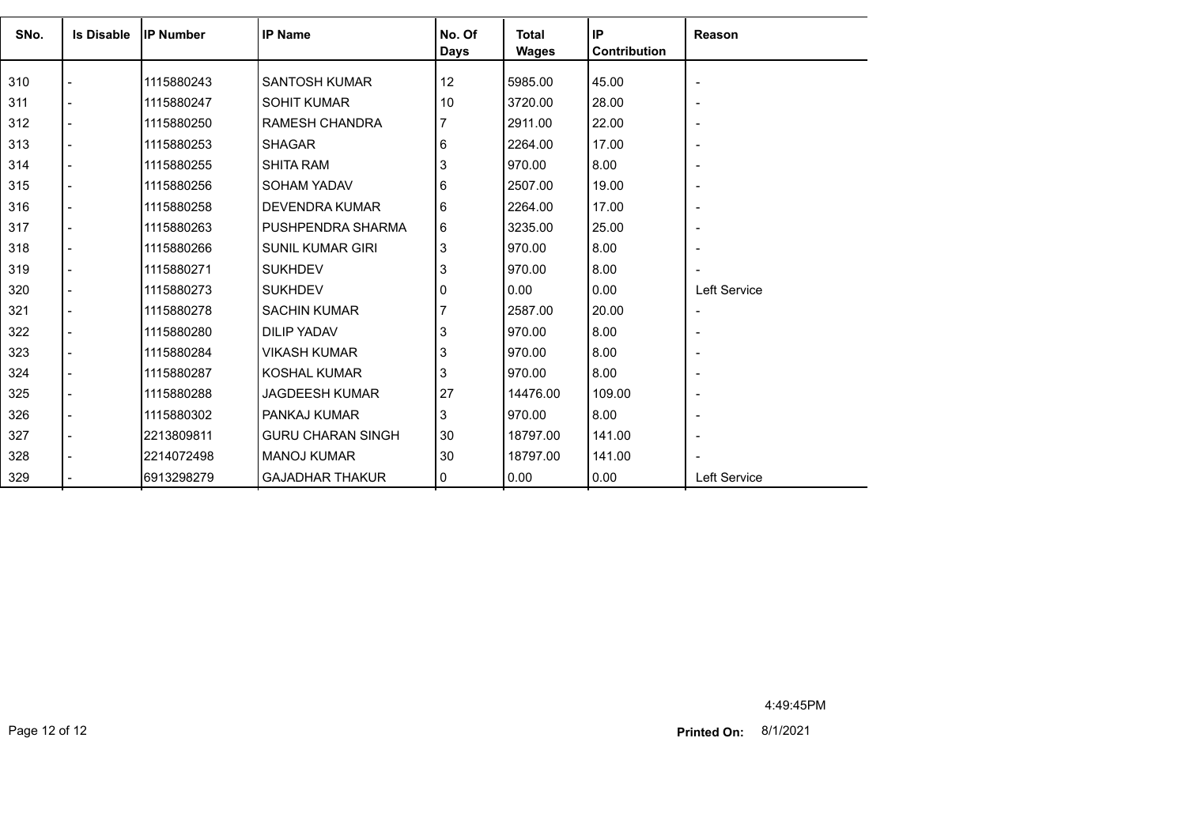| SNo. | Is Disable | IP Number | IP Name | No. Of Days | Total Wages | IP Contribution | Reason |
|---|---|---|---|---|---|---|---|
| 310 | - | 1115880243 | SANTOSH KUMAR | 12 | 5985.00 | 45.00 | - |
| 311 | - | 1115880247 | SOHIT KUMAR | 10 | 3720.00 | 28.00 | - |
| 312 | - | 1115880250 | RAMESH CHANDRA | 7 | 2911.00 | 22.00 | - |
| 313 | - | 1115880253 | SHAGAR | 6 | 2264.00 | 17.00 | - |
| 314 | - | 1115880255 | SHITA RAM | 3 | 970.00 | 8.00 | - |
| 315 | - | 1115880256 | SOHAM YADAV | 6 | 2507.00 | 19.00 | - |
| 316 | - | 1115880258 | DEVENDRA KUMAR | 6 | 2264.00 | 17.00 | - |
| 317 | - | 1115880263 | PUSHPENDRA SHARMA | 6 | 3235.00 | 25.00 | - |
| 318 | - | 1115880266 | SUNIL KUMAR GIRI | 3 | 970.00 | 8.00 | - |
| 319 | - | 1115880271 | SUKHDEV | 3 | 970.00 | 8.00 | - |
| 320 | - | 1115880273 | SUKHDEV | 0 | 0.00 | 0.00 | Left Service |
| 321 | - | 1115880278 | SACHIN KUMAR | 7 | 2587.00 | 20.00 | - |
| 322 | - | 1115880280 | DILIP YADAV | 3 | 970.00 | 8.00 | - |
| 323 | - | 1115880284 | VIKASH KUMAR | 3 | 970.00 | 8.00 | - |
| 324 | - | 1115880287 | KOSHAL KUMAR | 3 | 970.00 | 8.00 | - |
| 325 | - | 1115880288 | JAGDEESH KUMAR | 27 | 14476.00 | 109.00 | - |
| 326 | - | 1115880302 | PANKAJ KUMAR | 3 | 970.00 | 8.00 | - |
| 327 | - | 2213809811 | GURU CHARAN SINGH | 30 | 18797.00 | 141.00 | - |
| 328 | - | 2214072498 | MANOJ KUMAR | 30 | 18797.00 | 141.00 | - |
| 329 | - | 6913298279 | GAJADHAR THAKUR | 0 | 0.00 | 0.00 | Left Service |

4:49:45PM

**Printed On:** 8/1/2021